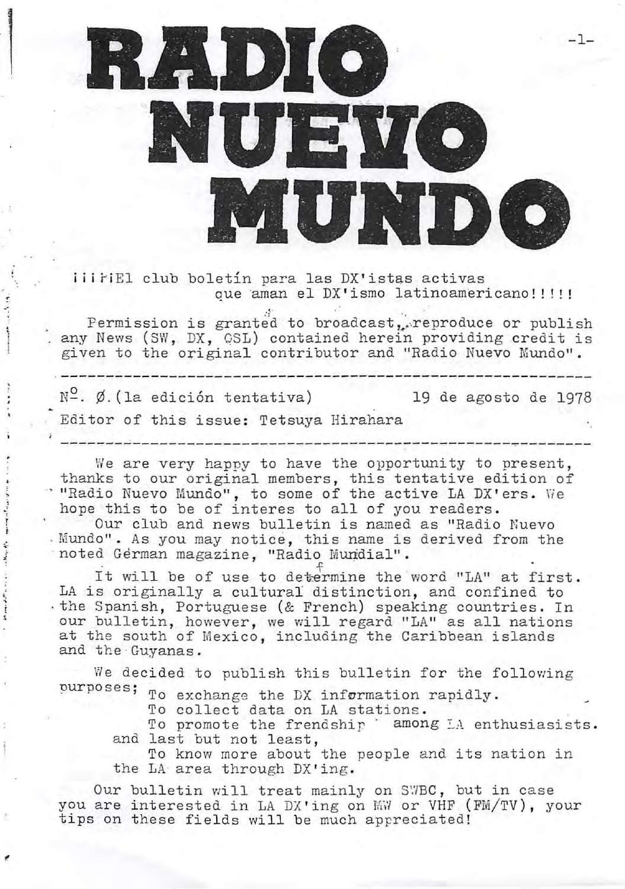# RADIO NUEVO MUNDO

¡¡¡¡El club boletín para las DX'istas activas
que aman el DX'ismo latinoamericano!!!!!

Permission is granted to broadcast, reproduce or publish any News (SW, DX, QSL) contained herein providing credit is given to the original contributor and "Radio Nuevo Mundo".

---

N$^{\underline{o}}$. Ø.(la edición tentativa) 19 de agosto de 1978

Editor of this issue: Tetsuya Hirahara

---

We are very happy to have the opportunity to present, thanks to our original members, this tentative edition of "Radio Nuevo Mundo", to some of the active LA DX'ers. We hope this to be of interes to all of you readers.

Our club and news bulletin is named as "Radio Nuevo Mundo". As you may notice, this name is derived from the noted German magazine, "Radio Mundial".

It will be of use to determine the word "LA" at first. LA is originally a cultural distinction, and confined to the Spanish, Portuguese (& French) speaking countries. In our bulletin, however, we will regard "LA" as all nations at the south of Mexico, including the Caribbean islands and the Guyanas.

We decided to publish this bulletin for the following purposes;

- To exchange the DX information rapidly.
- To collect data on LA stations.
- To promote the frendship among LA enthusiasists.

and last but not least,

- To know more about the people and its nation in the LA area through DX'ing.

Our bulletin will treat mainly on SWBC, but in case you are interested in LA DX'ing on MW or VHF (FM/TV), your tips on these fields will be much appreciated!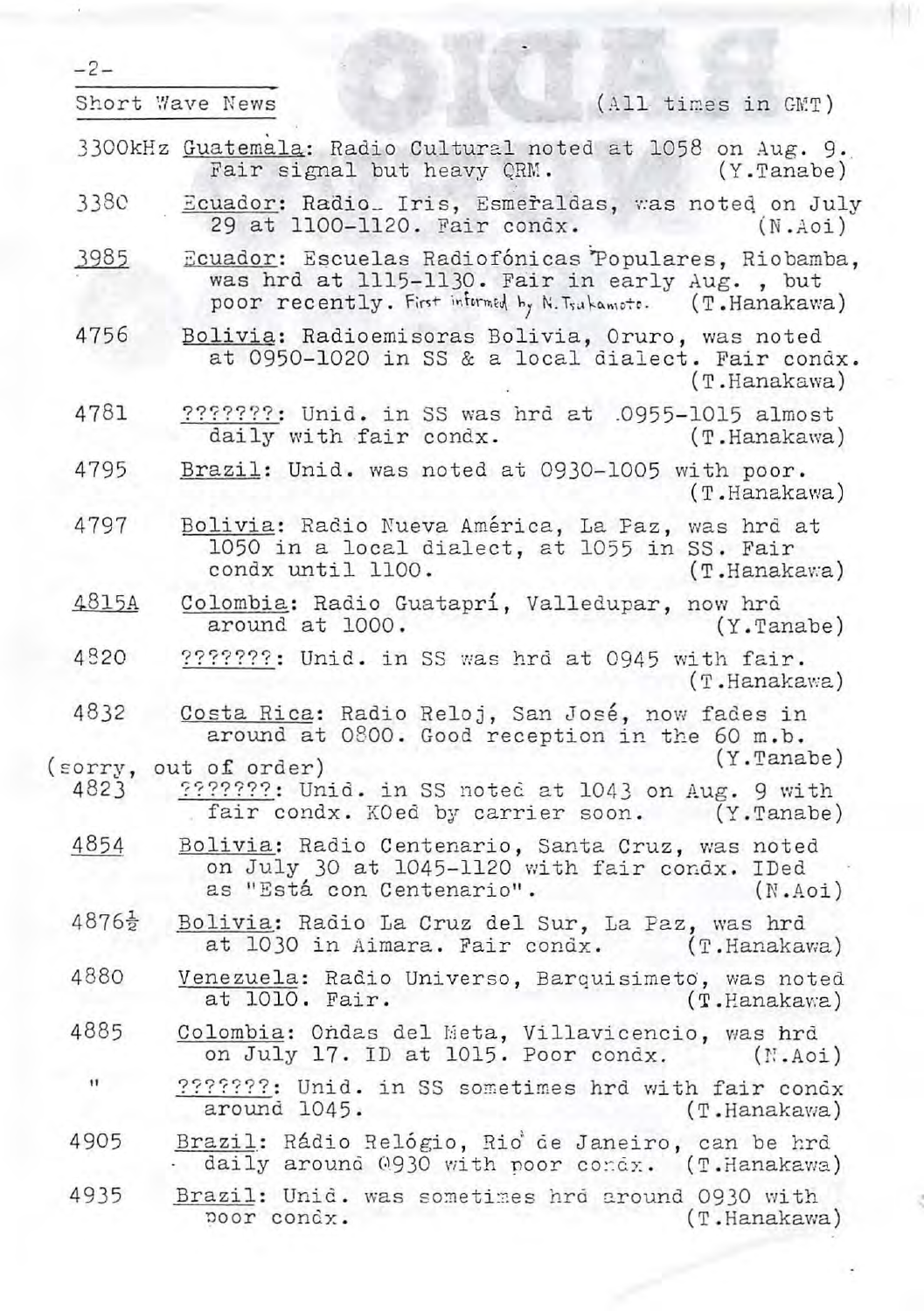## Short Wave News

(All times in GMT)

3300kHz Guatemala: Radio Cultural noted at 1058 on Aug. 9. Fair signal but heavy QRM. (Y.Tanabe)

3380 Ecuador: Radio Iris, Esmeraldas, was noted on July 29 at 1100-1120. Fair condx. (N.Aoi)

3985 Ecuador: Escuelas Radiofónicas Populares, Riobamba, was hrd at 1115-1130. Fair in early Aug., but poor recently. First informed by N.Tsukamoto. (T.Hanakawa)

4756 Bolivia: Radioemisoras Bolivia, Oruro, was noted at 0950-1020 in SS & a local dialect. Fair condx. (T.Hanakawa)

4781 ???????: Unid. in SS was hrd at 0955-1015 almost daily with fair condx. (T.Hanakawa)

4795 Brazil: Unid. was noted at 0930-1005 with poor. (T.Hanakawa)

4797 Bolivia: Radio Nueva América, La Paz, was hrd at 1050 in a local dialect, at 1055 in SS. Fair condx until 1100. (T.Hanakawa)

4815A Colombia: Radio Guatapri, Valledupar, now hrd around at 1000. (Y.Tanabe)

4820 ???????: Unid. in SS was hrd at 0945 with fair. (T.Hanakawa)

4832 Costa Rica: Radio Reloj, San José, now fades in around at 0800. Good reception in the 60 m.b. (Y.Tanabe)

(sorry, out of order)

4823 ???????: Unid. in SS noted at 1043 on Aug. 9 with fair condx. KOed by carrier soon. (Y.Tanabe)

4854 Bolivia: Radio Centenario, Santa Cruz, was noted on July 30 at 1045-1120 with fair condx. IDed as "Está con Centenario". (N.Aoi)

4876½ Bolivia: Radio La Cruz del Sur, La Paz, was hrd at 1030 in Aimara. Fair condx. (T.Hanakawa)

4880 Venezuela: Radio Universo, Barquisimeto, was noted at 1010. Fair. (T.Hanakawa)

4885 Colombia: Ondas del Meta, Villavicencio, was hrd on July 17. ID at 1015. Poor condx. (N.Aoi)

" ???????: Unid. in SS sometimes hrd with fair condx around 1045. (T.Hanakawa)

4905 Brazil: Rádio Relógio, Rio de Janeiro, can be hrd daily around 0930 with poor condx. (T.Hanakawa)

4935 Brazil: Unid. was sometimes hrd around 0930 with poor condx. (T.Hanakawa)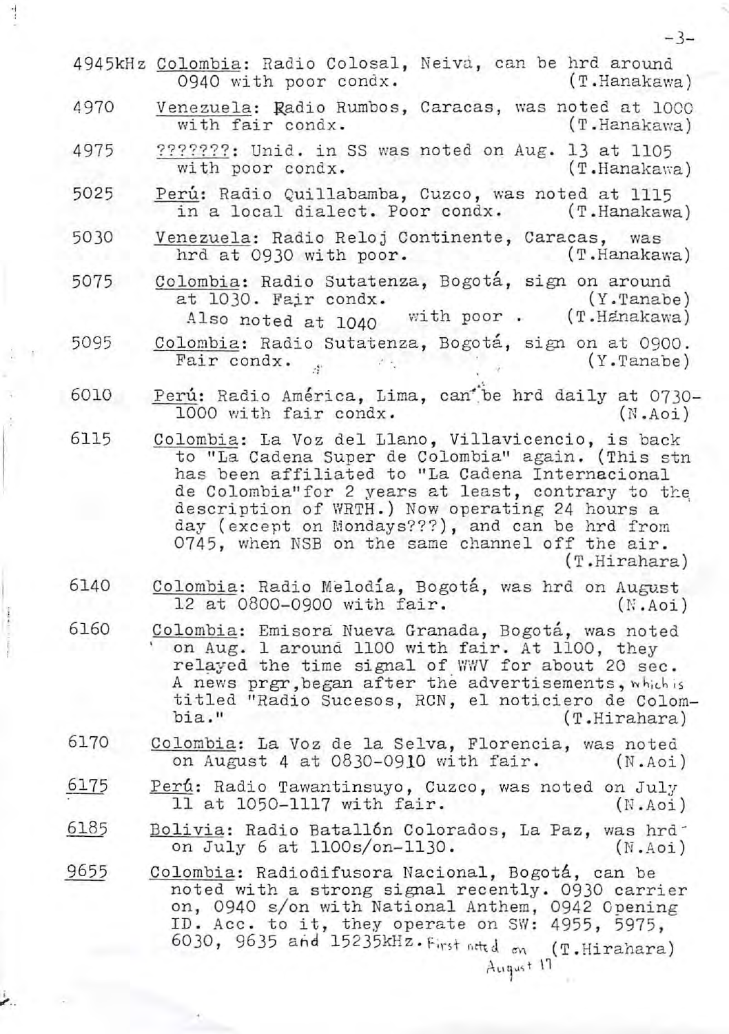4945kHz Colombia: Radio Colosal, Neiva, can be hrd around 0940 with poor condx. (T.Hanakawa)

4970 Venezuela: Radio Rumbos, Caracas, was noted at 1000 with fair condx. (T.Hanakawa)

4975 ???????: Unid. in SS was noted on Aug. 13 at 1105 with poor condx. (T.Hanakawa)

5025 Perú: Radio Quillabamba, Cuzco, was noted at 1115 in a local dialect. Poor condx. (T.Hanakawa)

5030 Venezuela: Radio Reloj Continente, Caracas, was hrd at 0930 with poor. (T.Hanakawa)

5075 Colombia: Radio Sutatenza, Bogotá, sign on around at 1030. Fair condx. (Y.Tanabe)
Also noted at 1040 with poor . (T.Hanakawa)

5095 Colombia: Radio Sutatenza, Bogotá, sign on at 0900. Fair condx. (Y.Tanabe)

6010 Perú: Radio América, Lima, can be hrd daily at 0730-1000 with fair condx. (N.Aoi)

6115 Colombia: La Voz del Llano, Villavicencio, is back to "La Cadena Super de Colombia" again. (This stn has been affiliated to "La Cadena Internacional de Colombia"for 2 years at least, contrary to the description of WRTH.) Now operating 24 hours a day (except on Mondays???), and can be hrd from 0745, when NSB on the same channel off the air. (T.Hirahara)

6140 Colombia: Radio Melodía, Bogotá, was hrd on August 12 at 0800-0900 with fair. (N.Aoi)

6160 Colombia: Emisora Nueva Granada, Bogotá, was noted on Aug. 1 around 1100 with fair. At 1100, they relayed the time signal of WWV for about 20 sec. A news prgr,began after the advertisements, which is titled "Radio Sucesos, RCN, el noticiero de Colombia." (T.Hirahara)

6170 Colombia: La Voz de la Selva, Florencia, was noted on August 4 at 0830-0910 with fair. (N.Aoi)

6175 Perú: Radio Tawantinsuyo, Cuzco, was noted on July 11 at 1050-1117 with fair. (N.Aoi)

6185 Bolivia: Radio Batallón Colorados, La Paz, was hrd on July 6 at 1100s/on-1130. (N.Aoi)

9655 Colombia: Radiodifusora Nacional, Bogotá, can be noted with a strong signal recently. 0930 carrier on, 0940 s/on with National Anthem, 0942 Opening ID. Acc. to it, they operate on SW: 4955, 5975, 6030, 9635 and 15235kHz. First noted on August 17 (T.Hirahara)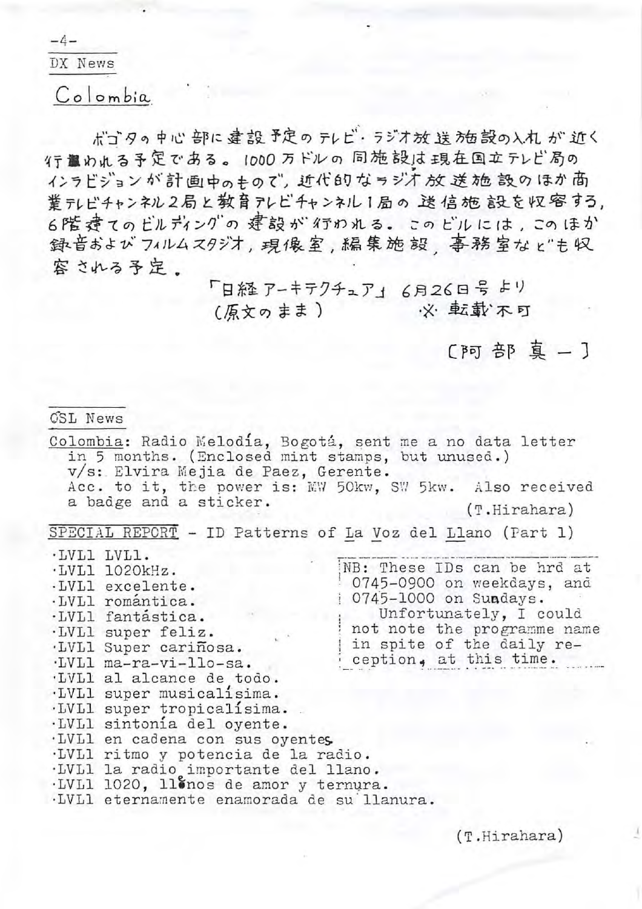DX News

## Colombia

ボゴタの中心部に建設予定のテレビ・ラジオ放送施設の入札が近く行われる予定である。1000万ドルの同施設は現在国立テレビ局のインラビジョンが計画中のもので，近代的なラジオ放送施設のほか商業テレビチャンネル2局と教育テレビチャンネル1局の送信施設を収容する，6階建てのビルディングの建設が行われる。このビルには，このほか録音およびフィルムスタジオ，現像室，編集施設，事務室なども収容される予定。

「日経アーキテクチュア」6月26日号より
(原文のまま)　　　※転載不可

〔阿部 真一〕

---

QSL News

Colombia: Radio Melodía, Bogotá, sent me a no data letter in 5 months. (Enclosed mint stamps, but unused.)
v/s: Elvira Mejia de Paez, Gerente.
Acc. to it, the power is: MW 50kw, SW 5kw. Also received a badge and a sticker.

(T.Hirahara)

SPECIAL REPORT - ID Patterns of La Voz del Llano (Part 1)

- LVL1 LVL1.
- LVL1 1020kHz.
- LVL1 excelente.
- LVL1 romántica.
- LVL1 fantástica.
- LVL1 super feliz.
- LVL1 Super cariñosa.
- LVL1 ma-ra-vi-llo-sa.
- LVL1 al alcance de todo.
- LVL1 super musicalísima.
- LVL1 super tropicalísima.
- LVL1 sintonía del oyente.
- LVL1 en cadena con sus oyentes.
- LVL1 ritmo y potencia de la radio.
- LVL1 la radio importante del llano.
- LVL1 1020, llenos de amor y ternura.
- LVL1 eternamente enamorada de su llanura.

NB: These IDs can be hrd at 0745-0900 on weekdays, and 0745-1000 on Sundays.
Unfortunately, I could not note the programme name in spite of the daily reception, at this time.

(T.Hirahara)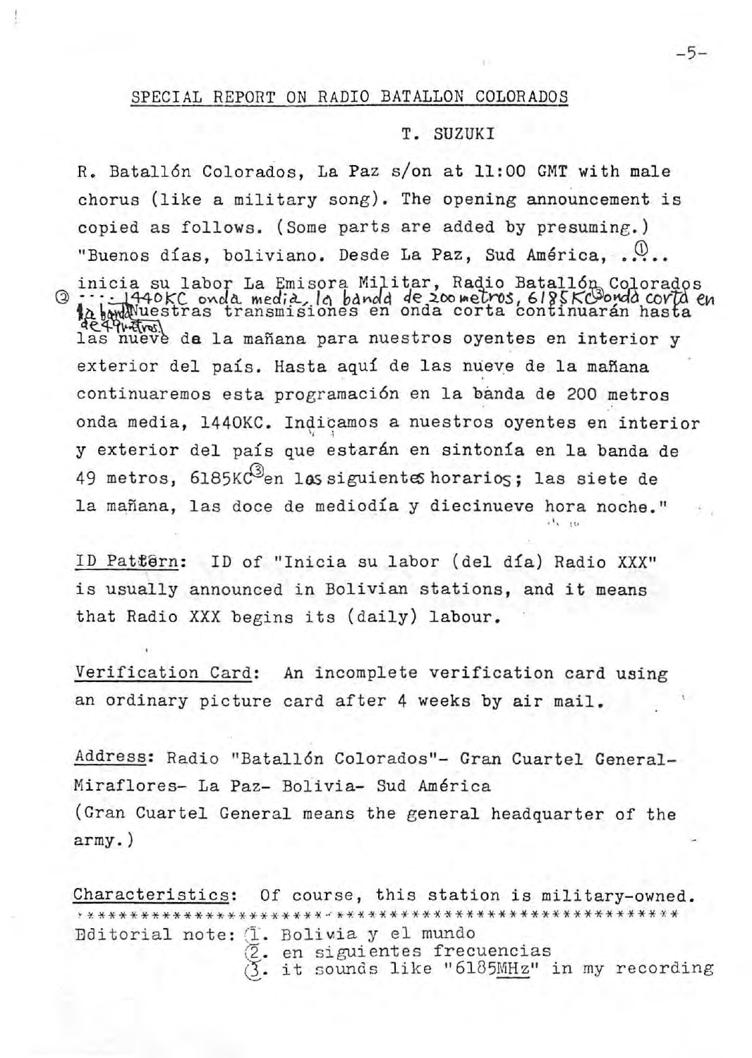## SPECIAL REPORT ON RADIO BATALLON COLORADOS

T. SUZUKI

R. Batallón Colorados, La Paz s/on at 11:00 GMT with male chorus (like a military song). The opening announcement is copied as follows. (Some parts are added by presuming.) "Buenos días, boliviano. Desde La Paz, Sud América, ..①.. inicia su labor La Emisora Militar, Radio Batallón Colorados ②---- 1440KC onda media, la banda de 200 metros, 6185KC③ onda corta en la banda de 49 metros. Nuestras transmisiones en onda corta continuarán hasta las nueve de la mañana para nuestros oyentes en interior y exterior del país. Hasta aquí de las nueve de la mañana continuaremos esta programación en la banda de 200 metros onda media, 1440KC. Indicamos a nuestros oyentes en interior y exterior del país que estarán en sintonía en la banda de 49 metros, 6185KC③ en los siguientes horarios; las siete de la mañana, las doce de mediodía y diecinueve hora noche."

ID Pattern: ID of "Inicia su labor (del día) Radio XXX" is usually announced in Bolivian stations, and it means that Radio XXX begins its (daily) labour.

Verification Card: An incomplete verification card using an ordinary picture card after 4 weeks by air mail.

Address: Radio "Batallón Colorados"- Gran Cuartel General- Miraflores- La Paz- Bolivia- Sud América
(Gran Cuartel General means the general headquarter of the army.)

Characteristics: Of course, this station is military-owned.

\*\*\*\*\*\*\*\*\*\*\*\*\*\*\*\*\*\*\*\*\*\*\*\*\*\*\*\*\*\*\*\*\*\*\*\*\*\*\*\*\*\*\*\*\*\*\*\*\*\*\*\*\*\*\*\*\*\*\*\*

Editorial note:
1. Bolivia y el mundo
2. en siguientes frecuencias
3. it sounds like "6185MHz" in my recording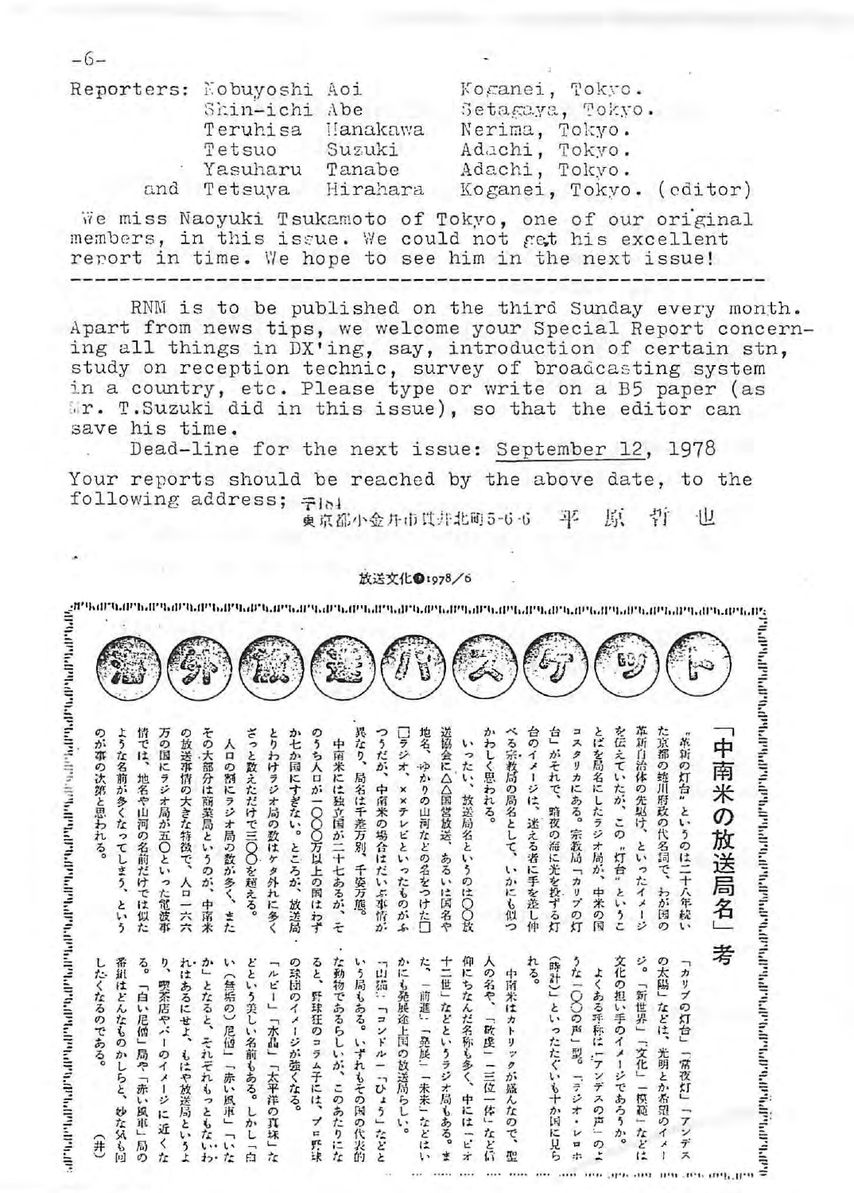Reporters: Nobuyoshi Aoi  Koganei, Tokyo.
Shin-ichi Abe  Setagaya, Tokyo.
Teruhisa Hanakawa  Nerima, Tokyo.
Tetsuo Suzuki  Adachi, Tokyo.
Yasuharu Tanabe  Adachi, Tokyo.
and Tetsuya Hirahara  Koganei, Tokyo. (editor)

We miss Naoyuki Tsukamoto of Tokyo, one of our original members, in this issue. We could not get his excellent report in time. We hope to see him in the next issue!

---

RNM is to be published on the third Sunday every month. Apart from news tips, we welcome your Special Report concerning all things in DX'ing, say, introduction of certain stn, study on reception technic, survey of broadcasting system in a country, etc. Please type or write on a B5 paper (as Mr. T.Suzuki did in this issue), so that the editor can save his time.

Dead-line for the next issue: September 12, 1978

Your reports should be reached by the above date, to the following address; 〒184
東京都小金井市貫井北町5-6-6　平 原 哲 也

放送文化●1978/6

## 海外放送パケット

### 「中南米の放送局名」考

"革新の灯台"というのは二十八年続いた京都の蜷川府政の代名詞で、わが国の革新自治体の先駆け、といったイメージを伝えていたが、この"灯台"ということばを局名にしたラジオ局が、中米の国コスタリカにある。宗教局「カリブの灯台」がそれで、暗夜の海に光を投ずる灯台のイメージは、迷える者に手を差し伸べる宗教局の局名として、いかにも似つかわしく思われる。

いったい、放送局名というのは○○放送協会に△△国営放送、あるいは国名や地名、ゆかりの山河などの名をつけた□□ラジオ、××テレビといったものがふつうだが、中南米の場合はだいぶ事情が異なり、局名は千差万別、千姿万態。

中南米には独立国が二十七あるが、そのうち人口が一〇〇〇万以上の国はわずか七か国にすぎない。ところが、放送局、とりわけラジオ局の数はケタ外れに多くざっと数えただけで三〇〇〇を超える。

人口の割にラジオ局の数が多く、またその大部分は商業局というのが、中南米の放送事情の大きな特徴で、人口一六六万の国にラジオ局が五〇といった電波事情では、地名や山河の名前だけでは似たような名前が多くなってしまう、というのが事の次第と思われる。

「カリブの灯台」「常夜灯」「アンデスの太陽」などは、光明とか希望のイメージ。「新世界」「文化」「模範」などは文化の担い手のイメージであろうか。

よくある呼称は「アンデスの声」のような「○○の声」型。「ラジオ・レロホ(時計)」といったたぐいも十か国に見られる。

中南米はカトリックが盛んなので、聖人の名や、「敬虔」「三位一体」など信仰にちなんだ名称も多く、中には「ピオ十二世」などというラジオ局もある。また、「前進」「発展」「未来」などはいかにも発展途上国の放送局らしい。

「山猫」「コンドル」「ひょう」などという局もある。いずれもその国の代表的な動物であるらしいが、このあたりになると、野球狂のコラム子には、プロ野球の球団のイメージが強くなる。

「ルビー」「水晶」「太平洋の真珠」などという美しい名前もある。しかし「白い(無垢の)尼僧」「赤い風車」「いたか」となると、それぞれもっともないわれはあるにせよ、もはや放送局というより、喫茶店やバーのイメージに近くなる。「白い尼僧」局や「赤い風車」局の番組はどんなものかしらと、妙な気も回したくなるのである。　（井）